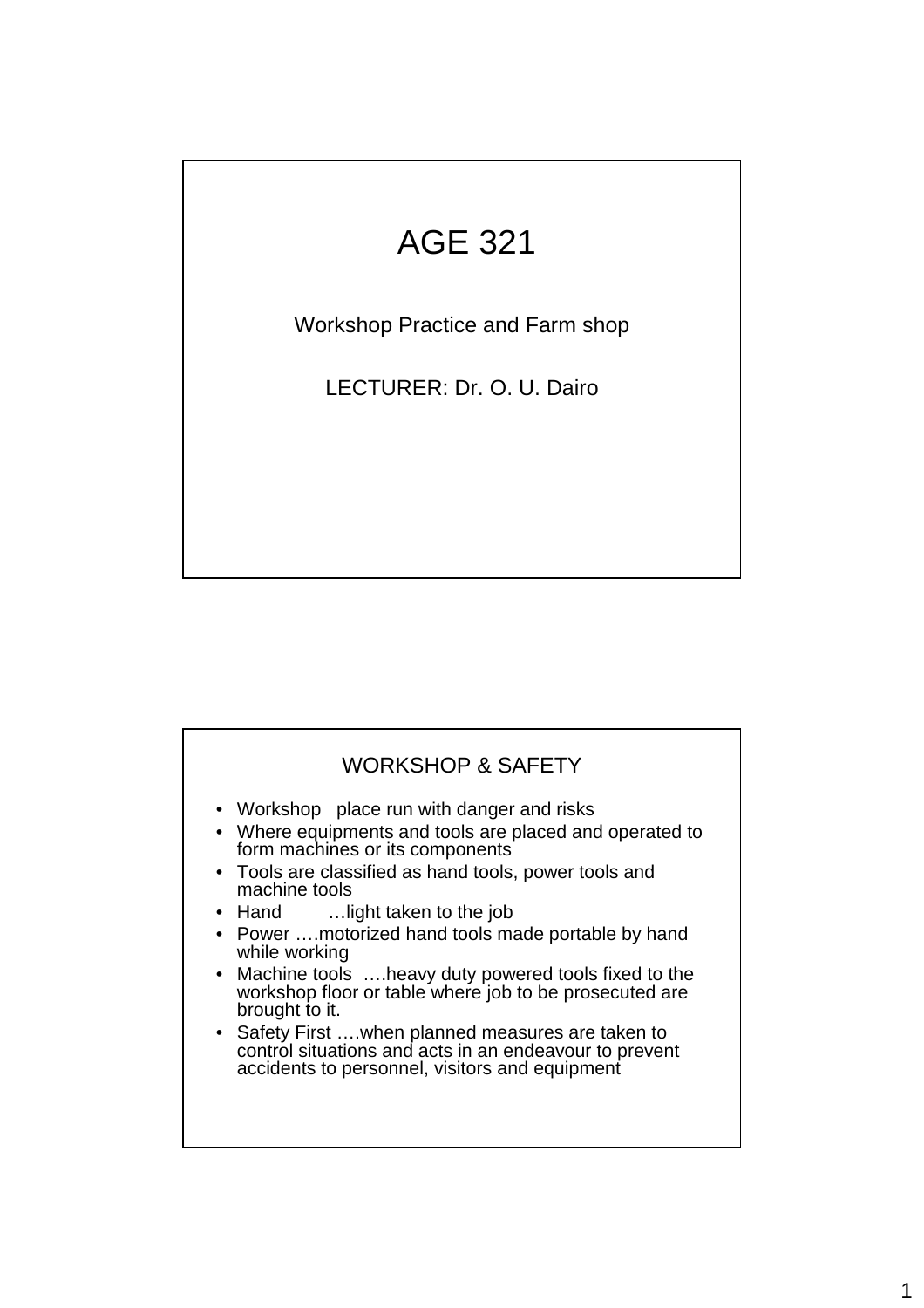# AGE 321

Workshop Practice and Farm shop

LECTURER: Dr. O. U. Dairo

## WORKSHOP & SAFETY

- Workshop place run with danger and risks
- Where equipments and tools are placed and operated to form machines or its components
- Tools are classified as hand tools, power tools and machine tools
- Hand …light taken to the job
- Power ….motorized hand tools made portable by hand while working
- Machine tools ….heavy duty powered tools fixed to the workshop floor or table where job to be prosecuted are brought to it.
- Safety First ….when planned measures are taken to control situations and acts in an endeavour to prevent accidents to personnel, visitors and equipment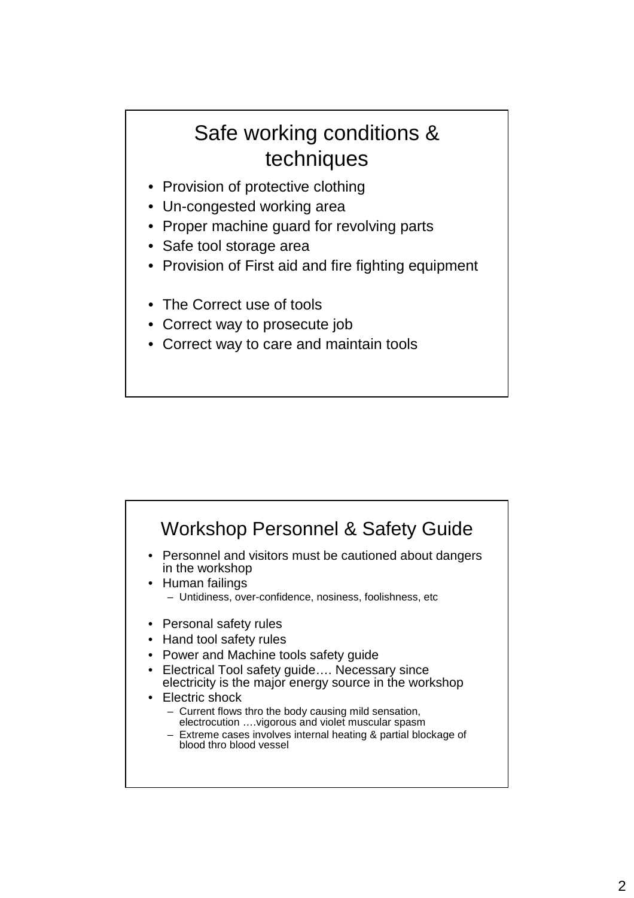## Safe working conditions & techniques

- Provision of protective clothing
- Un-congested working area
- Proper machine guard for revolving parts
- Safe tool storage area
- Provision of First aid and fire fighting equipment

- The Correct use of tools
- Correct way to prosecute job
- Correct way to care and maintain tools

## Workshop Personnel & Safety Guide

- Personnel and visitors must be cautioned about dangers in the workshop
- Human failings
  - Untidiness, over-confidence, nosiness, foolishness, etc

- Personal safety rules
- Hand tool safety rules
- Power and Machine tools safety guide
- Electrical Tool safety guide…. Necessary since electricity is the major energy source in the workshop
- Electric shock
  - Current flows thro the body causing mild sensation, electrocution ….vigorous and violet muscular spasm
  - Extreme cases involves internal heating & partial blockage of blood thro blood vessel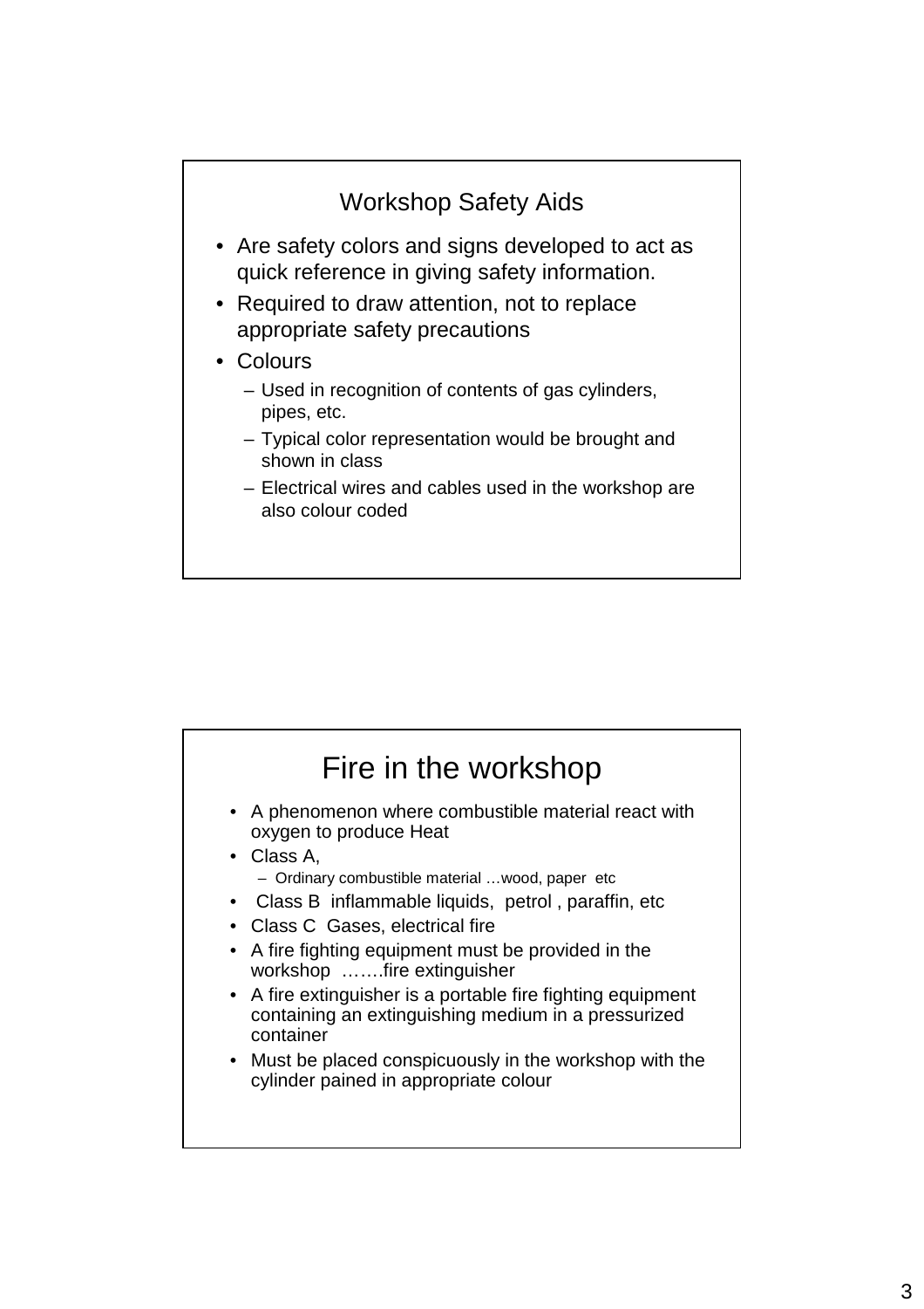## Workshop Safety Aids

- Are safety colors and signs developed to act as quick reference in giving safety information.
- Required to draw attention, not to replace appropriate safety precautions
- Colours
  - Used in recognition of contents of gas cylinders, pipes, etc.
  - Typical color representation would be brought and shown in class
  - Electrical wires and cables used in the workshop are also colour coded

## Fire in the workshop

- A phenomenon where combustible material react with oxygen to produce Heat
- Class A,
  - Ordinary combustible material …wood, paper etc
- Class B inflammable liquids, petrol , paraffin, etc
- Class C Gases, electrical fire
- A fire fighting equipment must be provided in the workshop …….fire extinguisher
- A fire extinguisher is a portable fire fighting equipment containing an extinguishing medium in a pressurized container
- Must be placed conspicuously in the workshop with the cylinder pained in appropriate colour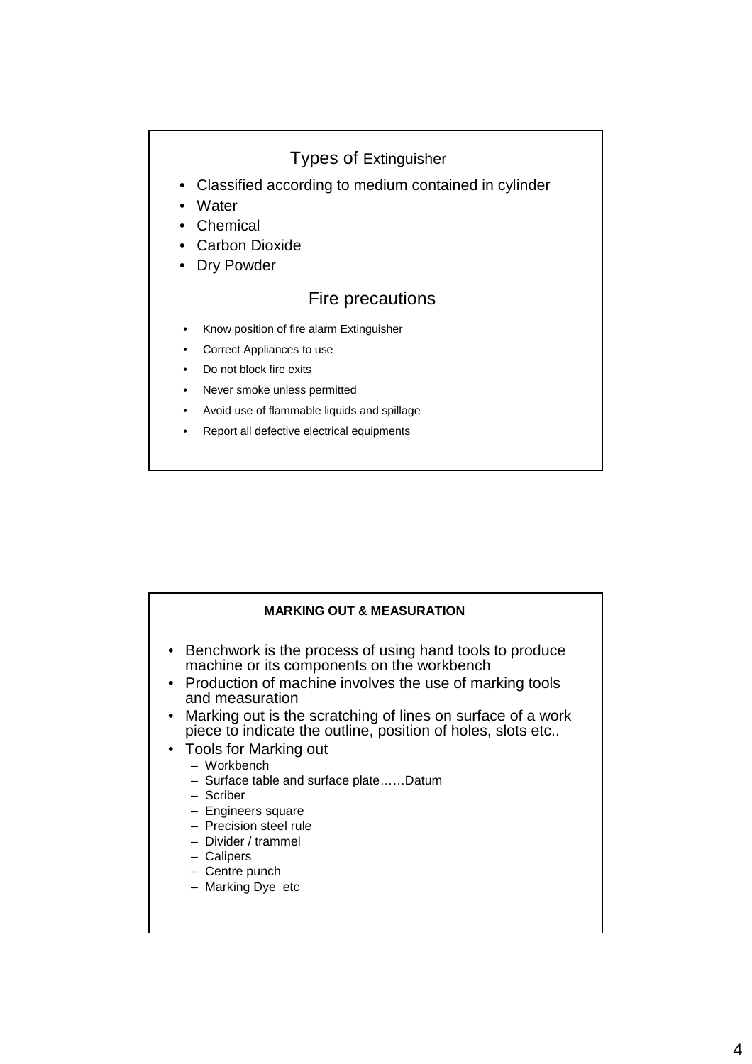## Types of Extinguisher

- Classified according to medium contained in cylinder
- Water
- Chemical
- Carbon Dioxide
- Dry Powder

## Fire precautions

- Know position of fire alarm Extinguisher
- Correct Appliances to use
- Do not block fire exits
- Never smoke unless permitted
- Avoid use of flammable liquids and spillage
- Report all defective electrical equipments

## MARKING OUT & MEASURATION

- Benchwork is the process of using hand tools to produce machine or its components on the workbench
- Production of machine involves the use of marking tools and measuration
- Marking out is the scratching of lines on surface of a work piece to indicate the outline, position of holes, slots etc..
- Tools for Marking out
  - Workbench
  - Surface table and surface plate……Datum
  - Scriber
  - Engineers square
  - Precision steel rule
  - Divider / trammel
  - Calipers
  - Centre punch
  - Marking Dye etc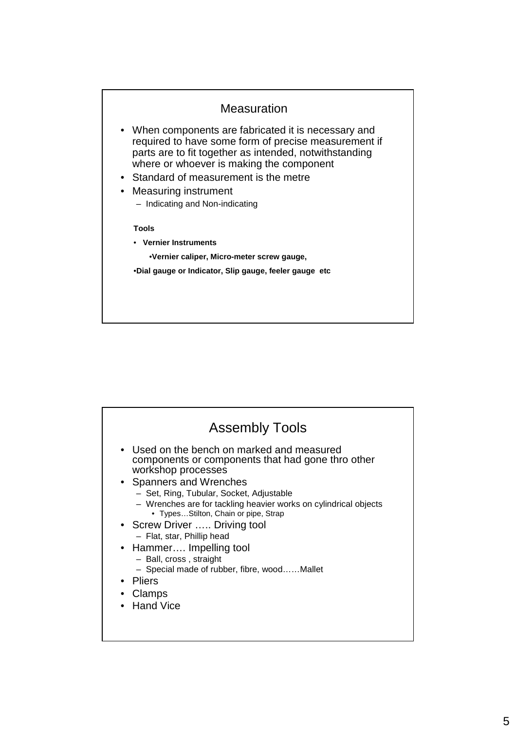## Measuration

- When components are fabricated it is necessary and required to have some form of precise measurement if parts are to fit together as intended, notwithstanding where or whoever is making the component
- Standard of measurement is the metre
- Measuring instrument
  - Indicating and Non-indicating

**Tools**

- **Vernier Instruments**
  - **Vernier caliper, Micro-meter screw gauge,**
- **Dial gauge or Indicator, Slip gauge, feeler gauge etc**

## Assembly Tools

- Used on the bench on marked and measured components or components that had gone thro other workshop processes
- Spanners and Wrenches
  - Set, Ring, Tubular, Socket, Adjustable
  - Wrenches are for tackling heavier works on cylindrical objects
    - Types…Stilton, Chain or pipe, Strap
- Screw Driver ….. Driving tool
  - Flat, star, Phillip head
- Hammer…. Impelling tool
  - Ball, cross , straight
  - Special made of rubber, fibre, wood……Mallet
- Pliers
- Clamps
- Hand Vice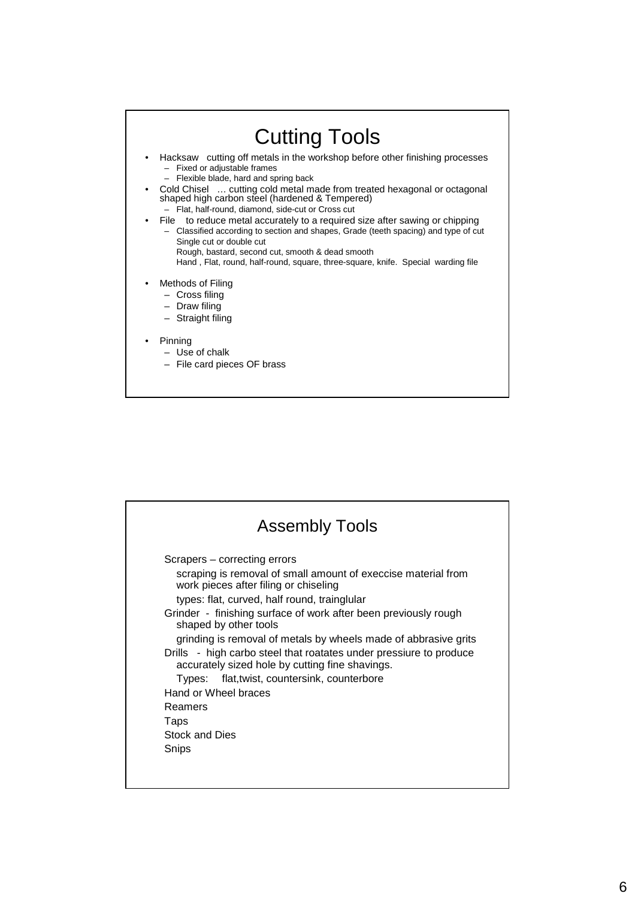## Cutting Tools

- Hacksaw cutting off metals in the workshop before other finishing processes
  - Fixed or adjustable frames
  - Flexible blade, hard and spring back
- Cold Chisel … cutting cold metal made from treated hexagonal or octagonal shaped high carbon steel (hardened & Tempered)
  - Flat, half-round, diamond, side-cut or Cross cut
- File to reduce metal accurately to a required size after sawing or chipping
  - Classified according to section and shapes, Grade (teeth spacing) and type of cut
    Single cut or double cut
    Rough, bastard, second cut, smooth & dead smooth
    Hand , Flat, round, half-round, square, three-square, knife. Special warding file

- Methods of Filing
  - Cross filing
  - Draw filing
  - Straight filing

- Pinning
  - Use of chalk
  - File card pieces OF brass

## Assembly Tools

Scrapers – correcting errors

scraping is removal of small amount of execcise material from work pieces after filing or chiseling

types: flat, curved, half round, trainglular

Grinder - finishing surface of work after been previously rough shaped by other tools

grinding is removal of metals by wheels made of abbrasive grits

Drills - high carbo steel that roatates under pressiure to produce accurately sized hole by cutting fine shavings.

Types: flat,twist, countersink, counterbore

Hand or Wheel braces

Reamers

Taps

Stock and Dies

Snips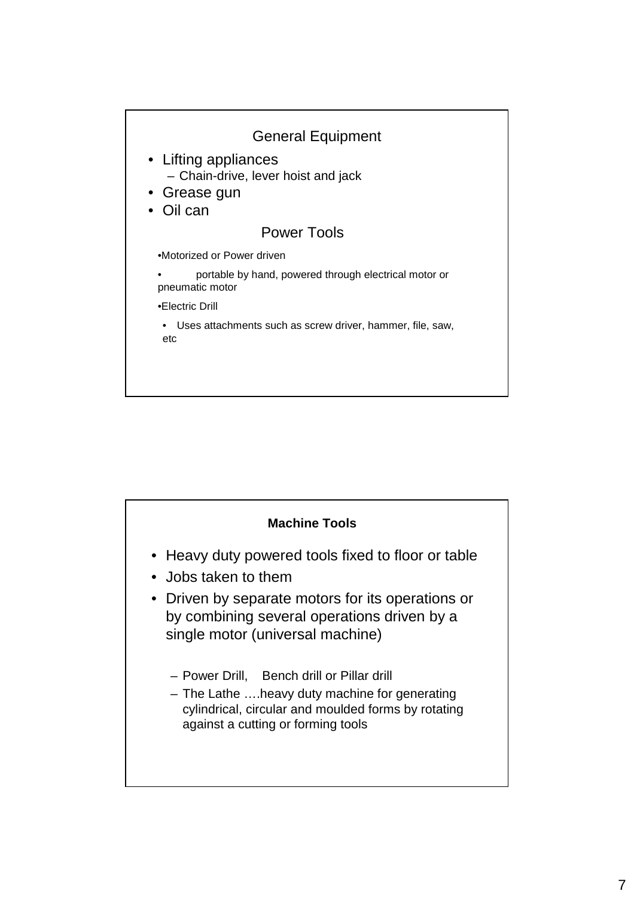## General Equipment

- Lifting appliances
  - Chain-drive, lever hoist and jack
- Grease gun
- Oil can

## Power Tools

- Motorized or Power driven
  - portable by hand, powered through electrical motor or pneumatic motor
- Electric Drill
  - Uses attachments such as screw driver, hammer, file, saw, etc

## **Machine Tools**

- Heavy duty powered tools fixed to floor or table
- Jobs taken to them
- Driven by separate motors for its operations or by combining several operations driven by a single motor (universal machine)
  - Power Drill, Bench drill or Pillar drill
  - The Lathe ….heavy duty machine for generating cylindrical, circular and moulded forms by rotating against a cutting or forming tools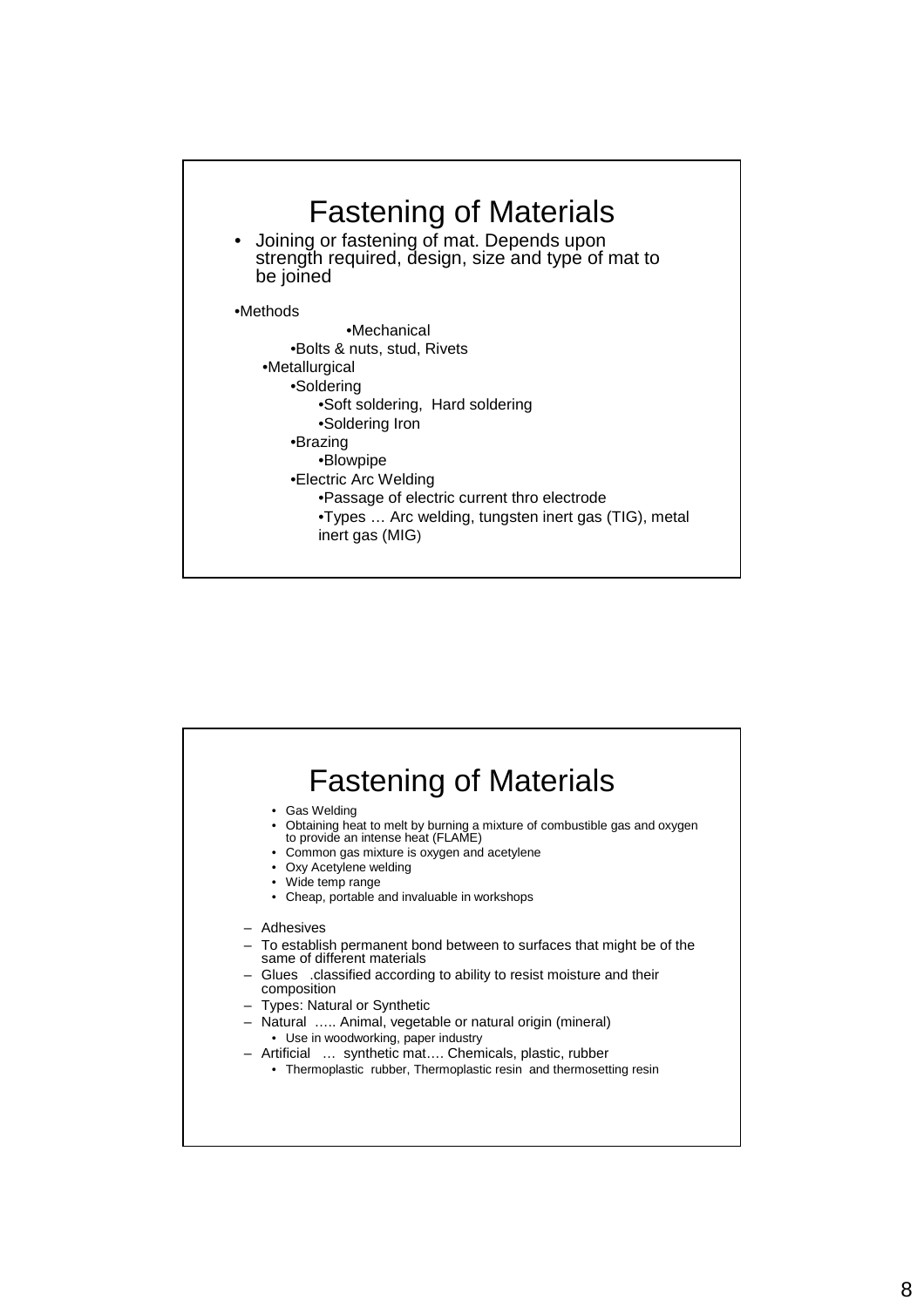# Fastening of Materials

- Joining or fastening of mat. Depends upon strength required, design, size and type of mat to be joined

- Methods
  - Mechanical
    - Bolts & nuts, stud, Rivets
  - Metallurgical
    - Soldering
      - Soft soldering, Hard soldering
      - Soldering Iron
    - Brazing
      - Blowpipe
    - Electric Arc Welding
      - Passage of electric current thro electrode
      - Types … Arc welding, tungsten inert gas (TIG), metal inert gas (MIG)

# Fastening of Materials

- Gas Welding
- Obtaining heat to melt by burning a mixture of combustible gas and oxygen to provide an intense heat (FLAME)
- Common gas mixture is oxygen and acetylene
- Oxy Acetylene welding
- Wide temp range
- Cheap, portable and invaluable in workshops

- Adhesives
- To establish permanent bond between to surfaces that might be of the same of different materials
- Glues .classified according to ability to resist moisture and their composition
- Types: Natural or Synthetic
- Natural ….. Animal, vegetable or natural origin (mineral)
  - Use in woodworking, paper industry
- Artificial … synthetic mat…. Chemicals, plastic, rubber
  - Thermoplastic rubber, Thermoplastic resin and thermosetting resin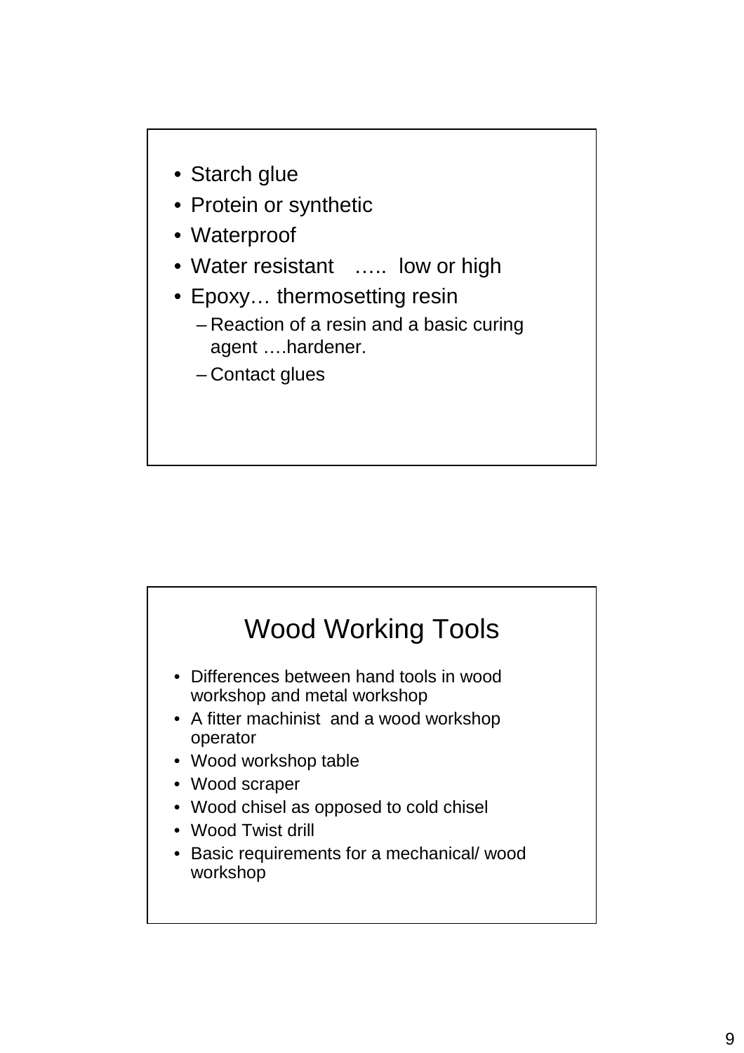- Starch glue
- Protein or synthetic
- Waterproof
- Water resistant ….. low or high
- Epoxy… thermosetting resin
  - Reaction of a resin and a basic curing agent ….hardener.
  - Contact glues

# Wood Working Tools

- Differences between hand tools in wood workshop and metal workshop
- A fitter machinist and a wood workshop operator
- Wood workshop table
- Wood scraper
- Wood chisel as opposed to cold chisel
- Wood Twist drill
- Basic requirements for a mechanical/ wood workshop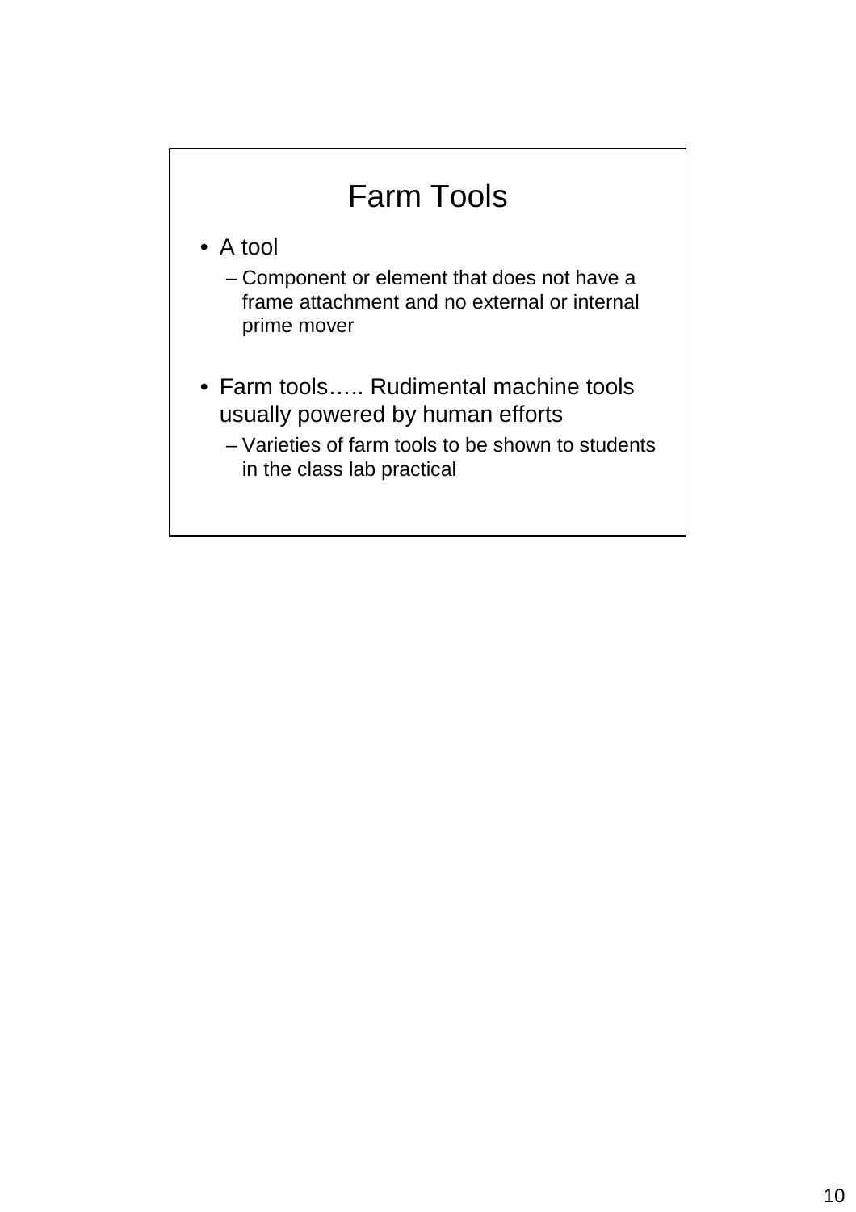# Farm Tools

- A tool
  - Component or element that does not have a frame attachment and no external or internal prime mover

- Farm tools….. Rudimental machine tools usually powered by human efforts
  - Varieties of farm tools to be shown to students in the class lab practical